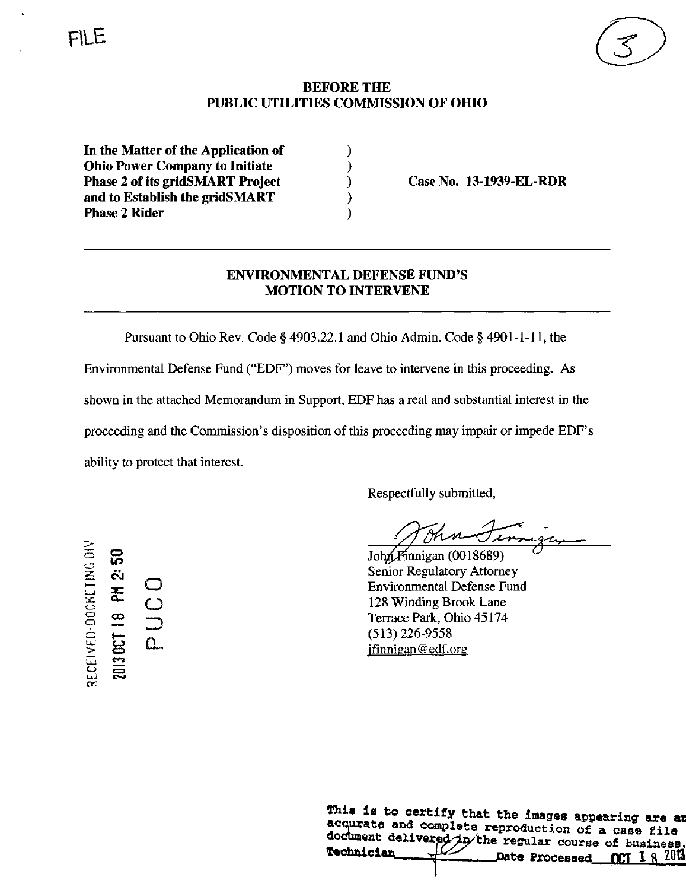FILE

(3)

**BEFORE THE**
**PUBLIC UTILITIES COMMISSION OF OHIO**

| | | |
|---|---|---|
| **In the Matter of the Application of Ohio Power Company to Initiate Phase 2 of its gridSMART Project and to Establish the gridSMART Phase 2 Rider** | ) ) ) ) ) | **Case No. 13-1939-EL-RDR** |

---

## ENVIRONMENTAL DEFENSE FUND'S MOTION TO INTERVENE

---

Pursuant to Ohio Rev. Code § 4903.22.1 and Ohio Admin. Code § 4901-1-11, the Environmental Defense Fund ("EDF") moves for leave to intervene in this proceeding. As shown in the attached Memorandum in Support, EDF has a real and substantial interest in the proceeding and the Commission's disposition of this proceeding may impair or impede EDF's ability to protect that interest.

Respectfully submitted,

John Finnigan (0018689)
Senior Regulatory Attorney
Environmental Defense Fund
128 Winding Brook Lane
Terrace Park, Ohio 45174
(513) 226-9558
jfinnigan@edf.org

RECEIVED-DOCKETING DIV
2013 OCT 18 PM 2:50
PUCO

This is to certify that the images appearing are an accurate and complete reproduction of a case file document delivered in the regular course of business.
Technician ______ Date Processed OCT 18 2013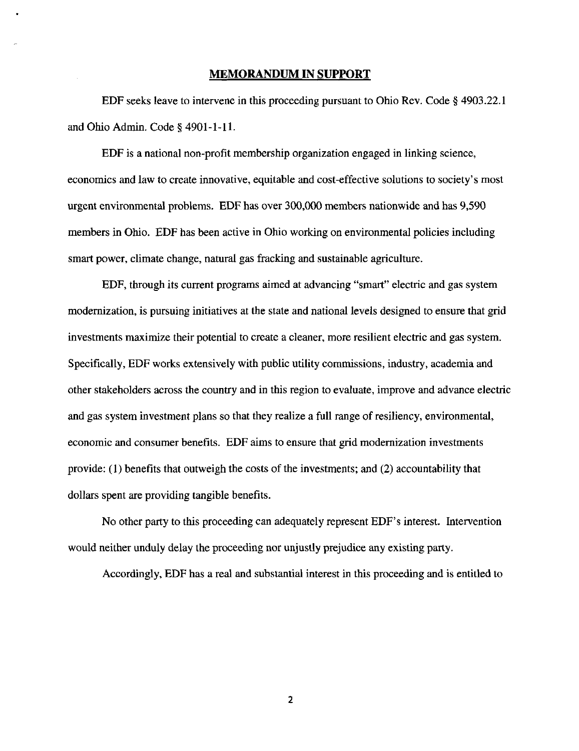## MEMORANDUM IN SUPPORT

EDF seeks leave to intervene in this proceeding pursuant to Ohio Rev. Code § 4903.22.1 and Ohio Admin. Code § 4901-1-11.

EDF is a national non-profit membership organization engaged in linking science, economics and law to create innovative, equitable and cost-effective solutions to society's most urgent environmental problems. EDF has over 300,000 members nationwide and has 9,590 members in Ohio. EDF has been active in Ohio working on environmental policies including smart power, climate change, natural gas fracking and sustainable agriculture.

EDF, through its current programs aimed at advancing "smart" electric and gas system modernization, is pursuing initiatives at the state and national levels designed to ensure that grid investments maximize their potential to create a cleaner, more resilient electric and gas system. Specifically, EDF works extensively with public utility commissions, industry, academia and other stakeholders across the country and in this region to evaluate, improve and advance electric and gas system investment plans so that they realize a full range of resiliency, environmental, economic and consumer benefits. EDF aims to ensure that grid modernization investments provide: (1) benefits that outweigh the costs of the investments; and (2) accountability that dollars spent are providing tangible benefits.

No other party to this proceeding can adequately represent EDF's interest. Intervention would neither unduly delay the proceeding nor unjustly prejudice any existing party.

Accordingly, EDF has a real and substantial interest in this proceeding and is entitled to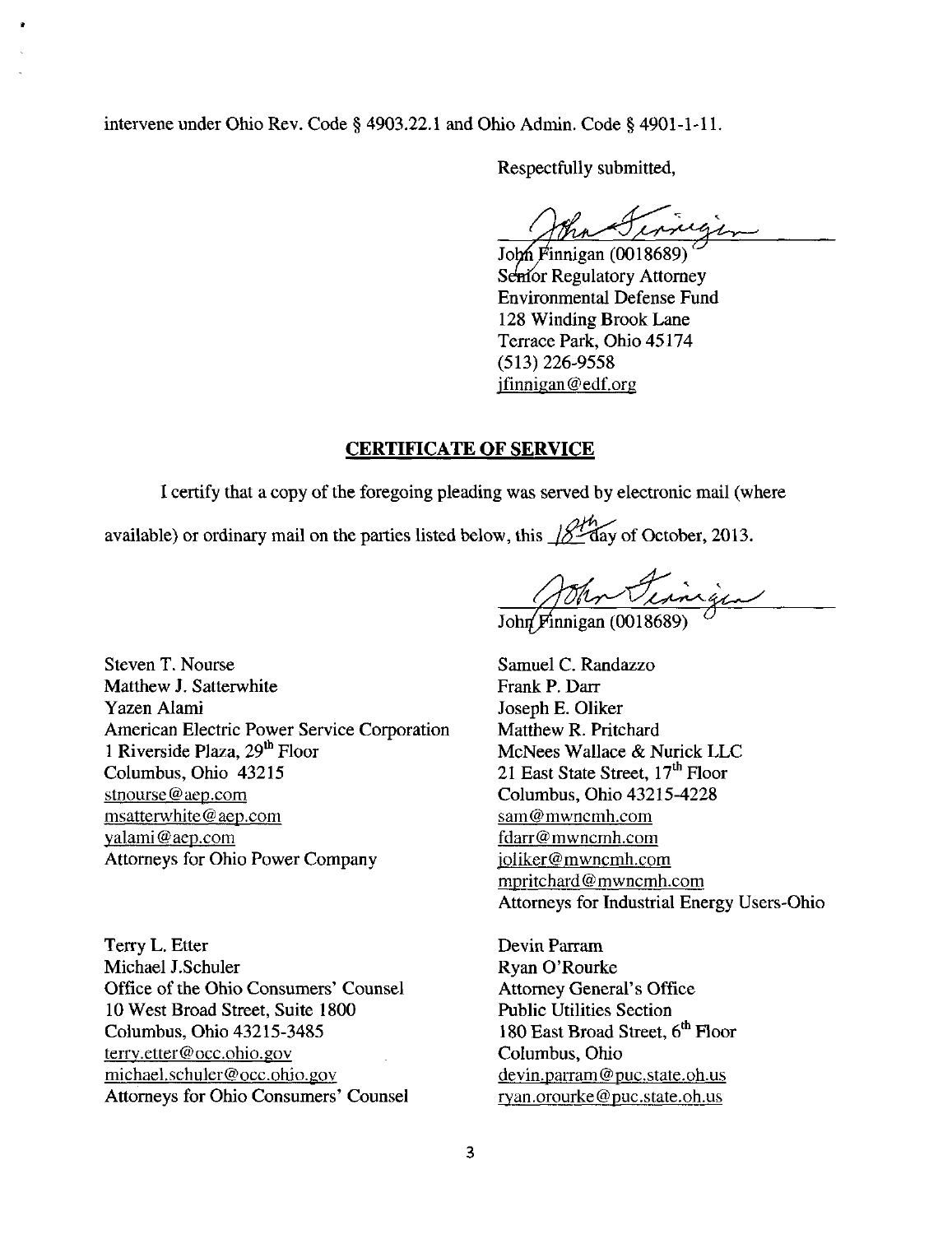intervene under Ohio Rev. Code § 4903.22.1 and Ohio Admin. Code § 4901-1-11.

Respectfully submitted,

John Finnigan (0018689)
Senior Regulatory Attorney
Environmental Defense Fund
128 Winding Brook Lane
Terrace Park, Ohio 45174
(513) 226-9558
jfinnigan@edf.org

## CERTIFICATE OF SERVICE

I certify that a copy of the foregoing pleading was served by electronic mail (where available) or ordinary mail on the parties listed below, this 18th day of October, 2013.

John Finnigan (0018689)

Steven T. Nourse
Matthew J. Satterwhite
Yazen Alami
American Electric Power Service Corporation
1 Riverside Plaza, 29th Floor
Columbus, Ohio 43215
stnourse@aep.com
msatterwhite@aep.com
yalami@aep.com
Attorneys for Ohio Power Company

Samuel C. Randazzo
Frank P. Darr
Joseph E. Oliker
Matthew R. Pritchard
McNees Wallace & Nurick LLC
21 East State Street, 17th Floor
Columbus, Ohio 43215-4228
sam@mwncmh.com
fdarr@mwncmh.com
joliker@mwncmh.com
mpritchard@mwncmh.com
Attorneys for Industrial Energy Users-Ohio

Terry L. Etter
Michael J.Schuler
Office of the Ohio Consumers' Counsel
10 West Broad Street, Suite 1800
Columbus, Ohio 43215-3485
terry.etter@occ.ohio.gov
michael.schuler@occ.ohio.gov
Attorneys for Ohio Consumers' Counsel

Devin Parram
Ryan O'Rourke
Attorney General's Office
Public Utilities Section
180 East Broad Street, 6th Floor
Columbus, Ohio
devin.parram@puc.state.oh.us
ryan.orourke@puc.state.oh.us